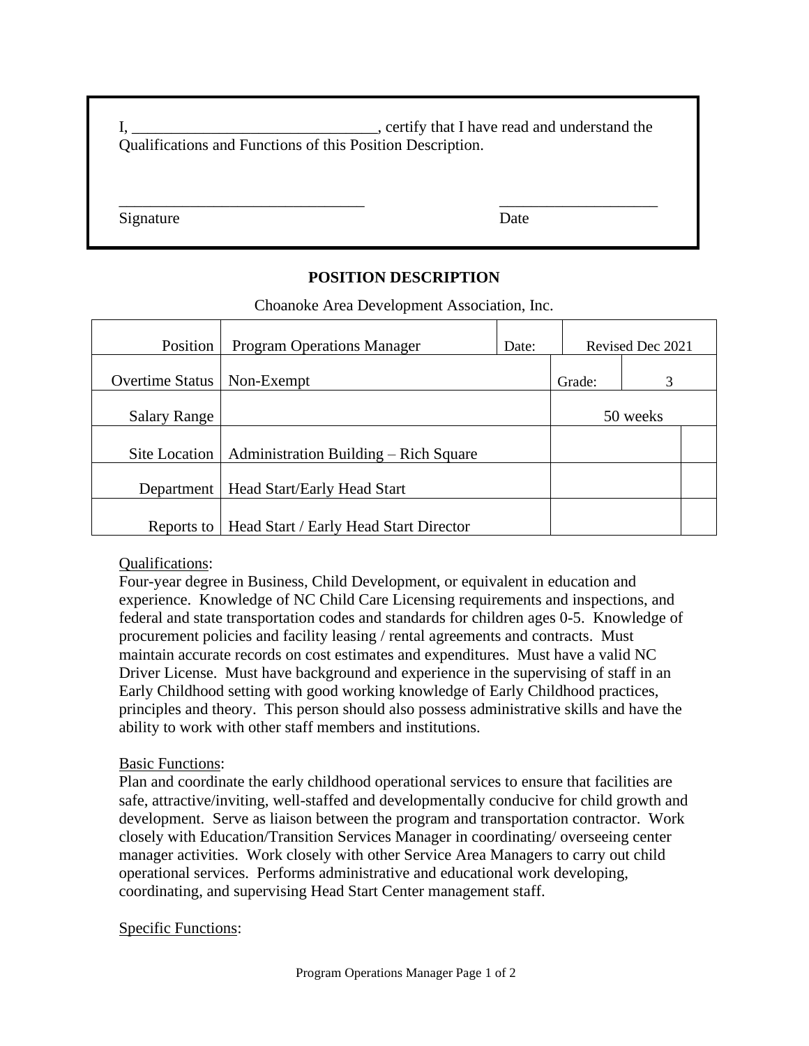I, _______________________________, certify that I have read and understand the Qualifications and Functions of this Position Description.

_______________________________ ____________________

Signature Date

**POSITION DESCRIPTION**

Choanoke Area Development Association, Inc.

| | | | | |
|---|---|---|---|---|
| Position | Program Operations Manager | Date: | Revised Dec 2021 | |
| Overtime Status | Non-Exempt | Grade: | 3 | |
| Salary Range | | 50 weeks | | |
| Site Location | Administration Building – Rich Square | | | |
| Department | Head Start/Early Head Start | | | |
| Reports to | Head Start / Early Head Start Director | | | |

Qualifications:

Four-year degree in Business, Child Development, or equivalent in education and experience. Knowledge of NC Child Care Licensing requirements and inspections, and federal and state transportation codes and standards for children ages 0-5. Knowledge of procurement policies and facility leasing / rental agreements and contracts. Must maintain accurate records on cost estimates and expenditures. Must have a valid NC Driver License. Must have background and experience in the supervising of staff in an Early Childhood setting with good working knowledge of Early Childhood practices, principles and theory. This person should also possess administrative skills and have the ability to work with other staff members and institutions.

Basic Functions:

Plan and coordinate the early childhood operational services to ensure that facilities are safe, attractive/inviting, well-staffed and developmentally conducive for child growth and development. Serve as liaison between the program and transportation contractor. Work closely with Education/Transition Services Manager in coordinating/ overseeing center manager activities. Work closely with other Service Area Managers to carry out child operational services. Performs administrative and educational work developing, coordinating, and supervising Head Start Center management staff.

Specific Functions: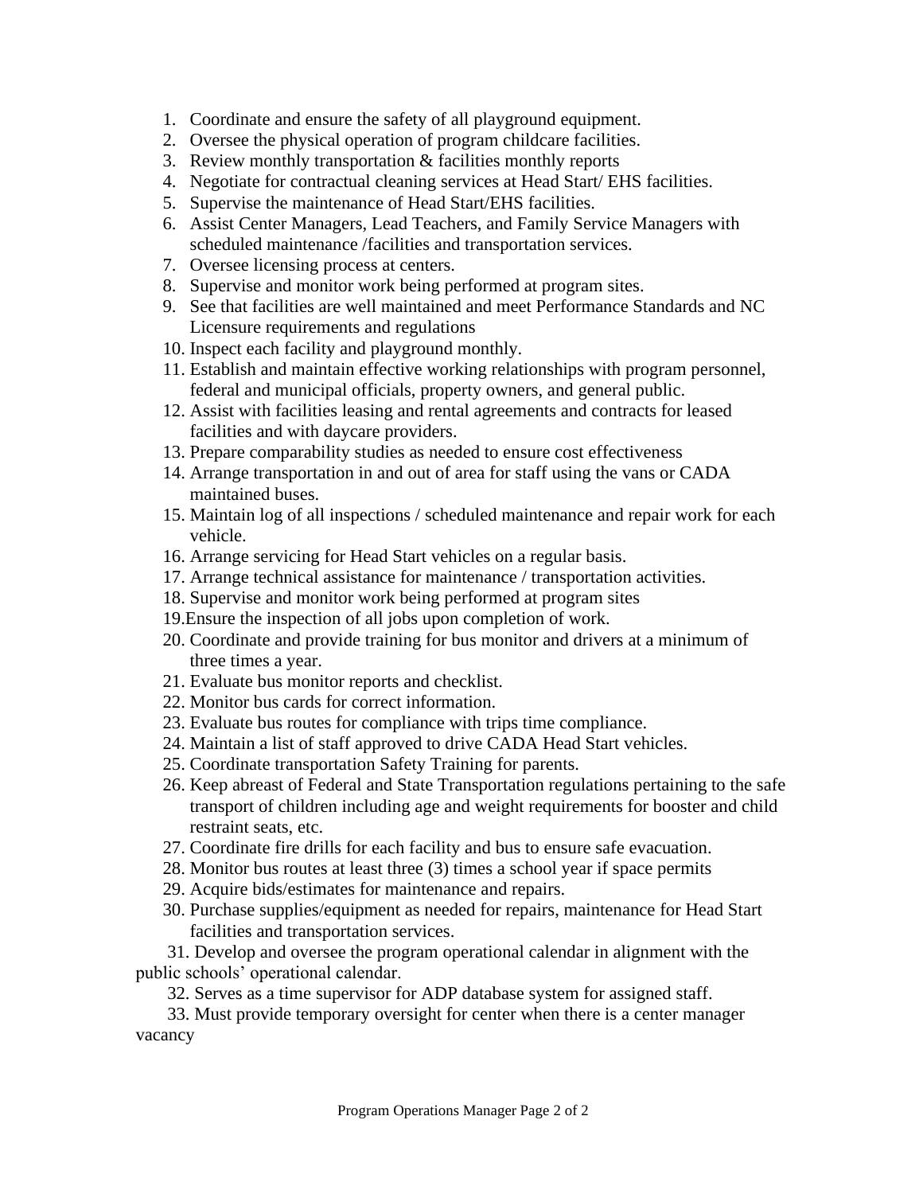1. Coordinate and ensure the safety of all playground equipment.
2. Oversee the physical operation of program childcare facilities.
3. Review monthly transportation & facilities monthly reports
4. Negotiate for contractual cleaning services at Head Start/ EHS facilities.
5. Supervise the maintenance of Head Start/EHS facilities.
6. Assist Center Managers, Lead Teachers, and Family Service Managers with scheduled maintenance /facilities and transportation services.
7. Oversee licensing process at centers.
8. Supervise and monitor work being performed at program sites.
9. See that facilities are well maintained and meet Performance Standards and NC Licensure requirements and regulations
10. Inspect each facility and playground monthly.
11. Establish and maintain effective working relationships with program personnel, federal and municipal officials, property owners, and general public.
12. Assist with facilities leasing and rental agreements and contracts for leased facilities and with daycare providers.
13. Prepare comparability studies as needed to ensure cost effectiveness
14. Arrange transportation in and out of area for staff using the vans or CADA maintained buses.
15. Maintain log of all inspections / scheduled maintenance and repair work for each vehicle.
16. Arrange servicing for Head Start vehicles on a regular basis.
17. Arrange technical assistance for maintenance / transportation activities.
18. Supervise and monitor work being performed at program sites
19. Ensure the inspection of all jobs upon completion of work.
20. Coordinate and provide training for bus monitor and drivers at a minimum of three times a year.
21. Evaluate bus monitor reports and checklist.
22. Monitor bus cards for correct information.
23. Evaluate bus routes for compliance with trips time compliance.
24. Maintain a list of staff approved to drive CADA Head Start vehicles.
25. Coordinate transportation Safety Training for parents.
26. Keep abreast of Federal and State Transportation regulations pertaining to the safe transport of children including age and weight requirements for booster and child restraint seats, etc.
27. Coordinate fire drills for each facility and bus to ensure safe evacuation.
28. Monitor bus routes at least three (3) times a school year if space permits
29. Acquire bids/estimates for maintenance and repairs.
30. Purchase supplies/equipment as needed for repairs, maintenance for Head Start facilities and transportation services.
31. Develop and oversee the program operational calendar in alignment with the public schools' operational calendar.
32. Serves as a time supervisor for ADP database system for assigned staff.
33. Must provide temporary oversight for center when there is a center manager vacancy